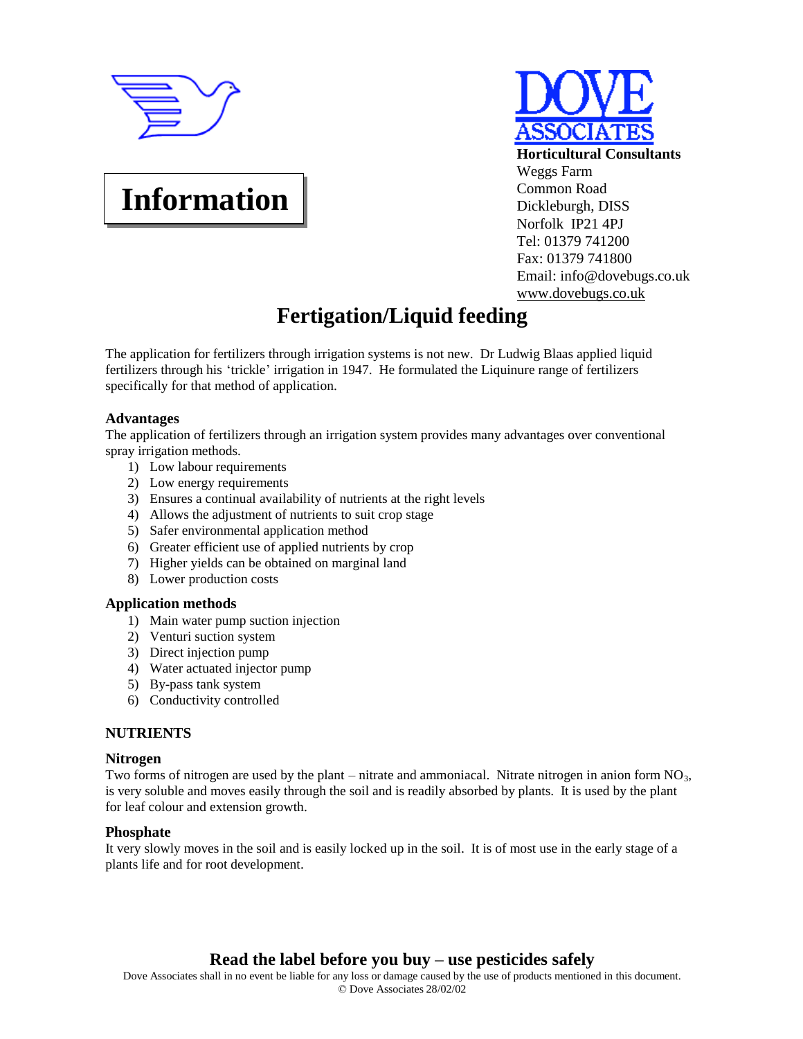**Information**

**DOVE ASSOCIATES**

**Horticultural Consultants**
Weggs Farm
Common Road
Dickleburgh, DISS
Norfolk IP21 4PJ
Tel: 01379 741200
Fax: 01379 741800
Email: info@dovebugs.co.uk
www.dovebugs.co.uk

# Fertigation/Liquid feeding

The application for fertilizers through irrigation systems is not new. Dr Ludwig Blaas applied liquid fertilizers through his 'trickle' irrigation in 1947. He formulated the Liquinure range of fertilizers specifically for that method of application.

### Advantages

The application of fertilizers through an irrigation system provides many advantages over conventional spray irrigation methods.

1) Low labour requirements
2) Low energy requirements
3) Ensures a continual availability of nutrients at the right levels
4) Allows the adjustment of nutrients to suit crop stage
5) Safer environmental application method
6) Greater efficient use of applied nutrients by crop
7) Higher yields can be obtained on marginal land
8) Lower production costs

### Application methods

1) Main water pump suction injection
2) Venturi suction system
3) Direct injection pump
4) Water actuated injector pump
5) By-pass tank system
6) Conductivity controlled

## NUTRIENTS

### Nitrogen

Two forms of nitrogen are used by the plant – nitrate and ammoniacal. Nitrate nitrogen in anion form $NO_3$, is very soluble and moves easily through the soil and is readily absorbed by plants. It is used by the plant for leaf colour and extension growth.

### Phosphate

It very slowly moves in the soil and is easily locked up in the soil. It is of most use in the early stage of a plants life and for root development.

**Read the label before you buy – use pesticides safely**

Dove Associates shall in no event be liable for any loss or damage caused by the use of products mentioned in this document.
© Dove Associates 28/02/02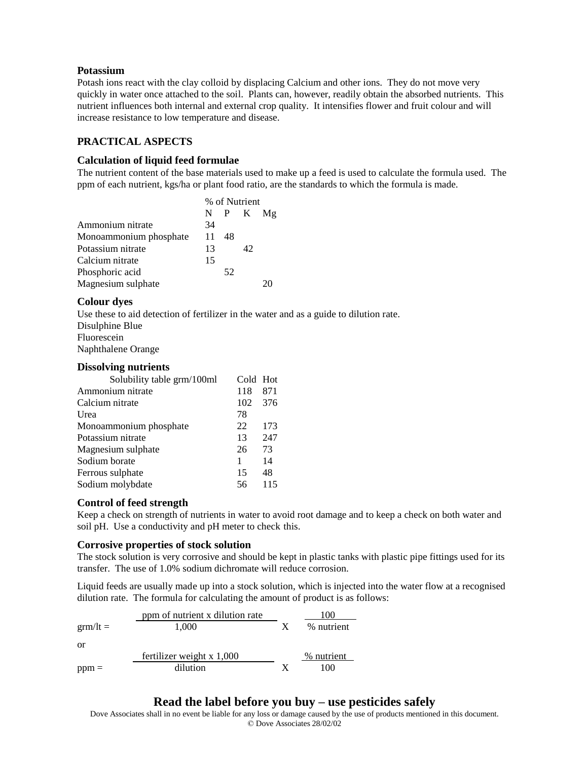**Potassium**

Potash ions react with the clay colloid by displacing Calcium and other ions. They do not move very quickly in water once attached to the soil. Plants can, however, readily obtain the absorbed nutrients. This nutrient influences both internal and external crop quality. It intensifies flower and fruit colour and will increase resistance to low temperature and disease.

## PRACTICAL ASPECTS

### Calculation of liquid feed formulae

The nutrient content of the base materials used to make up a feed is used to calculate the formula used. The ppm of each nutrient, kgs/ha or plant food ratio, are the standards to which the formula is made.

| | % of Nutrient | | | |
|---|---|---|---|---|
| | N | P | K | Mg |
| Ammonium nitrate | 34 | | | |
| Monoammonium phosphate | 11 | 48 | | |
| Potassium nitrate | 13 | | 42 | |
| Calcium nitrate | 15 | | | |
| Phosphoric acid | | 52 | | |
| Magnesium sulphate | | | | 20 |

### Colour dyes

Use these to aid detection of fertilizer in the water and as a guide to dilution rate.

Disulphine Blue
Fluorescein
Naphthalene Orange

### Dissolving nutrients

| Solubility table grm/100ml | Cold | Hot |
|---|---|---|
| Ammonium nitrate | 118 | 871 |
| Calcium nitrate | 102 | 376 |
| Urea | 78 | |
| Monoammonium phosphate | 22 | 173 |
| Potassium nitrate | 13 | 247 |
| Magnesium sulphate | 26 | 73 |
| Sodium borate | 1 | 14 |
| Ferrous sulphate | 15 | 48 |
| Sodium molybdate | 56 | 115 |

### Control of feed strength

Keep a check on strength of nutrients in water to avoid root damage and to keep a check on both water and soil pH. Use a conductivity and pH meter to check this.

### Corrosive properties of stock solution

The stock solution is very corrosive and should be kept in plastic tanks with plastic pipe fittings used for its transfer. The use of 1.0% sodium dichromate will reduce corrosion.

Liquid feeds are usually made up into a stock solution, which is injected into the water flow at a recognised dilution rate. The formula for calculating the amount of product is as follows:

$$\text{grm/lt} = \frac{\text{ppm of nutrient x dilution rate}}{1{,}000} \times \frac{100}{\text{\% nutrient}}$$

or

$$\text{ppm} = \frac{\text{fertilizer weight x } 1{,}000}{\text{dilution}} \times \frac{\text{\% nutrient}}{100}$$

**Read the label before you buy – use pesticides safely**

Dove Associates shall in no event be liable for any loss or damage caused by the use of products mentioned in this document.
© Dove Associates 28/02/02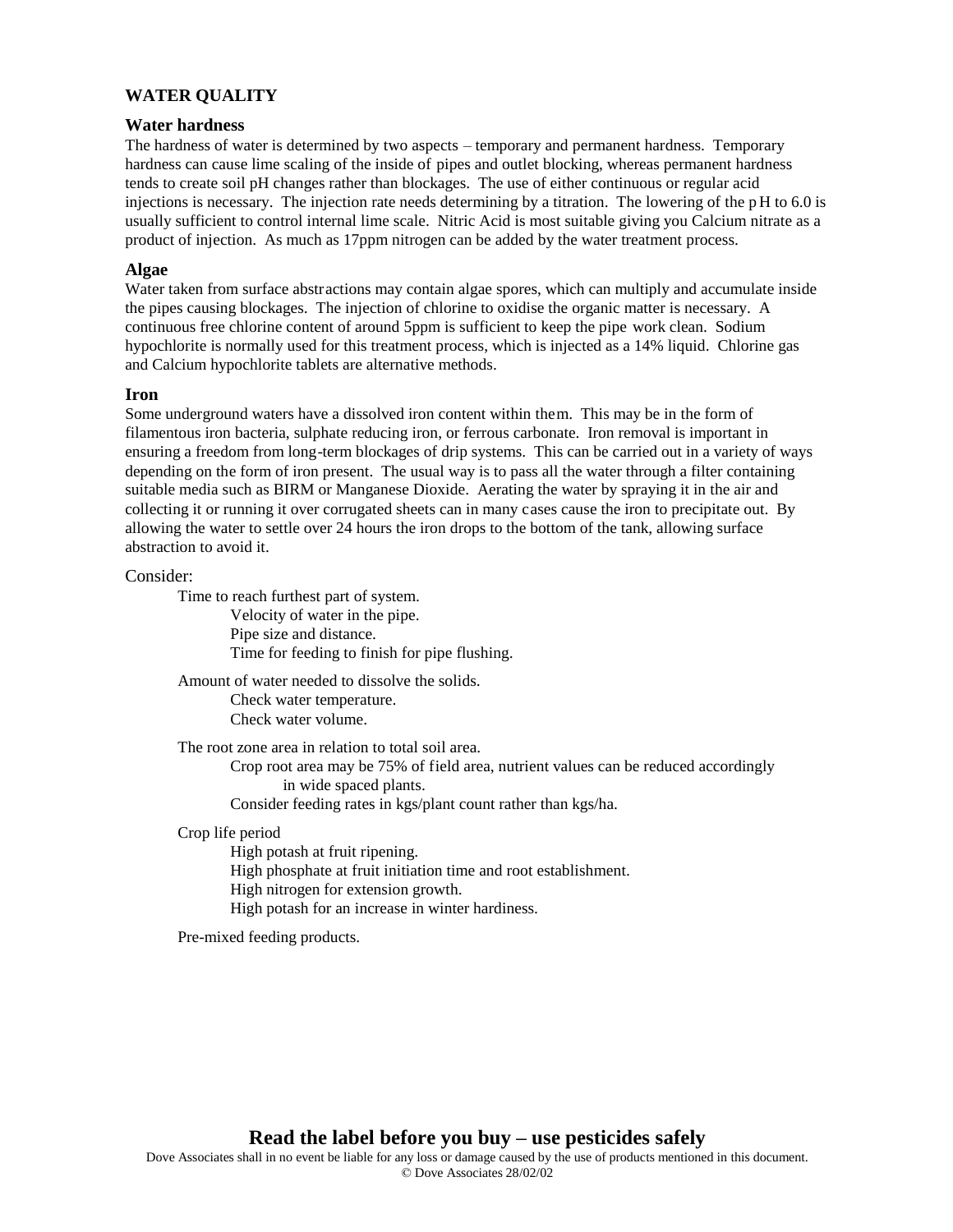## WATER QUALITY

### Water hardness

The hardness of water is determined by two aspects – temporary and permanent hardness. Temporary hardness can cause lime scaling of the inside of pipes and outlet blocking, whereas permanent hardness tends to create soil pH changes rather than blockages. The use of either continuous or regular acid injections is necessary. The injection rate needs determining by a titration. The lowering of the pH to 6.0 is usually sufficient to control internal lime scale. Nitric Acid is most suitable giving you Calcium nitrate as a product of injection. As much as 17ppm nitrogen can be added by the water treatment process.

### Algae

Water taken from surface abstractions may contain algae spores, which can multiply and accumulate inside the pipes causing blockages. The injection of chlorine to oxidise the organic matter is necessary. A continuous free chlorine content of around 5ppm is sufficient to keep the pipe work clean. Sodium hypochlorite is normally used for this treatment process, which is injected as a 14% liquid. Chlorine gas and Calcium hypochlorite tablets are alternative methods.

### Iron

Some underground waters have a dissolved iron content within them. This may be in the form of filamentous iron bacteria, sulphate reducing iron, or ferrous carbonate. Iron removal is important in ensuring a freedom from long-term blockages of drip systems. This can be carried out in a variety of ways depending on the form of iron present. The usual way is to pass all the water through a filter containing suitable media such as BIRM or Manganese Dioxide. Aerating the water by spraying it in the air and collecting it or running it over corrugated sheets can in many cases cause the iron to precipitate out. By allowing the water to settle over 24 hours the iron drops to the bottom of the tank, allowing surface abstraction to avoid it.

Consider:

- Time to reach furthest part of system.
  - Velocity of water in the pipe.
  - Pipe size and distance.
  - Time for feeding to finish for pipe flushing.
- Amount of water needed to dissolve the solids.
  - Check water temperature.
  - Check water volume.
- The root zone area in relation to total soil area.
  - Crop root area may be 75% of field area, nutrient values can be reduced accordingly in wide spaced plants.
  - Consider feeding rates in kgs/plant count rather than kgs/ha.
- Crop life period
  - High potash at fruit ripening.
  - High phosphate at fruit initiation time and root establishment.
  - High nitrogen for extension growth.
  - High potash for an increase in winter hardiness.
- Pre-mixed feeding products.

**Read the label before you buy – use pesticides safely**

Dove Associates shall in no event be liable for any loss or damage caused by the use of products mentioned in this document.
© Dove Associates 28/02/02